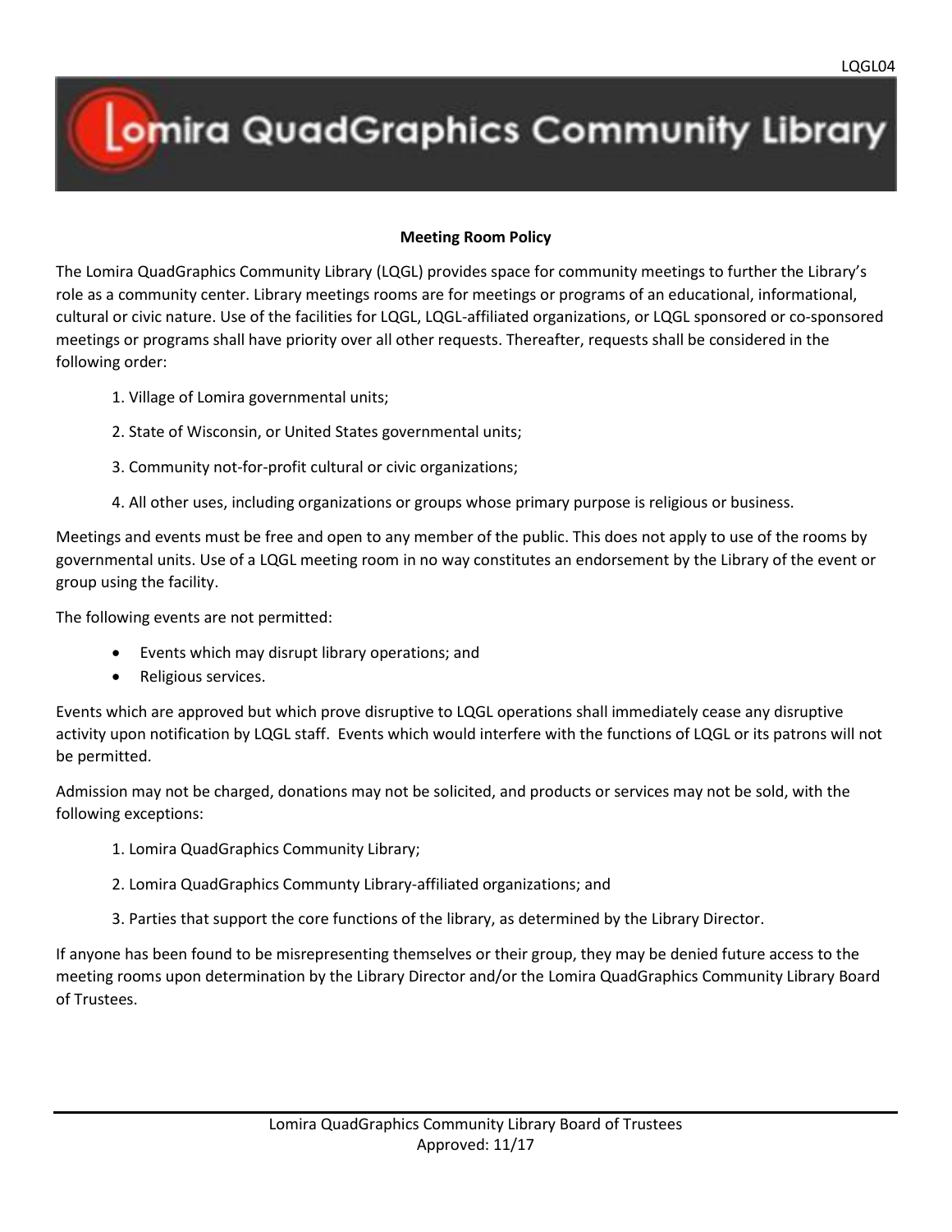# Lomira QuadGraphics Community Library

## Meeting Room Policy

The Lomira QuadGraphics Community Library (LQGL) provides space for community meetings to further the Library's role as a community center. Library meetings rooms are for meetings or programs of an educational, informational, cultural or civic nature. Use of the facilities for LQGL, LQGL-affiliated organizations, or LQGL sponsored or co-sponsored meetings or programs shall have priority over all other requests. Thereafter, requests shall be considered in the following order:

1. Village of Lomira governmental units;
2. State of Wisconsin, or United States governmental units;
3. Community not-for-profit cultural or civic organizations;
4. All other uses, including organizations or groups whose primary purpose is religious or business.

Meetings and events must be free and open to any member of the public. This does not apply to use of the rooms by governmental units. Use of a LQGL meeting room in no way constitutes an endorsement by the Library of the event or group using the facility.

The following events are not permitted:

- Events which may disrupt library operations; and
- Religious services.

Events which are approved but which prove disruptive to LQGL operations shall immediately cease any disruptive activity upon notification by LQGL staff. Events which would interfere with the functions of LQGL or its patrons will not be permitted.

Admission may not be charged, donations may not be solicited, and products or services may not be sold, with the following exceptions:

1. Lomira QuadGraphics Community Library;
2. Lomira QuadGraphics Communty Library-affiliated organizations; and
3. Parties that support the core functions of the library, as determined by the Library Director.

If anyone has been found to be misrepresenting themselves or their group, they may be denied future access to the meeting rooms upon determination by the Library Director and/or the Lomira QuadGraphics Community Library Board of Trustees.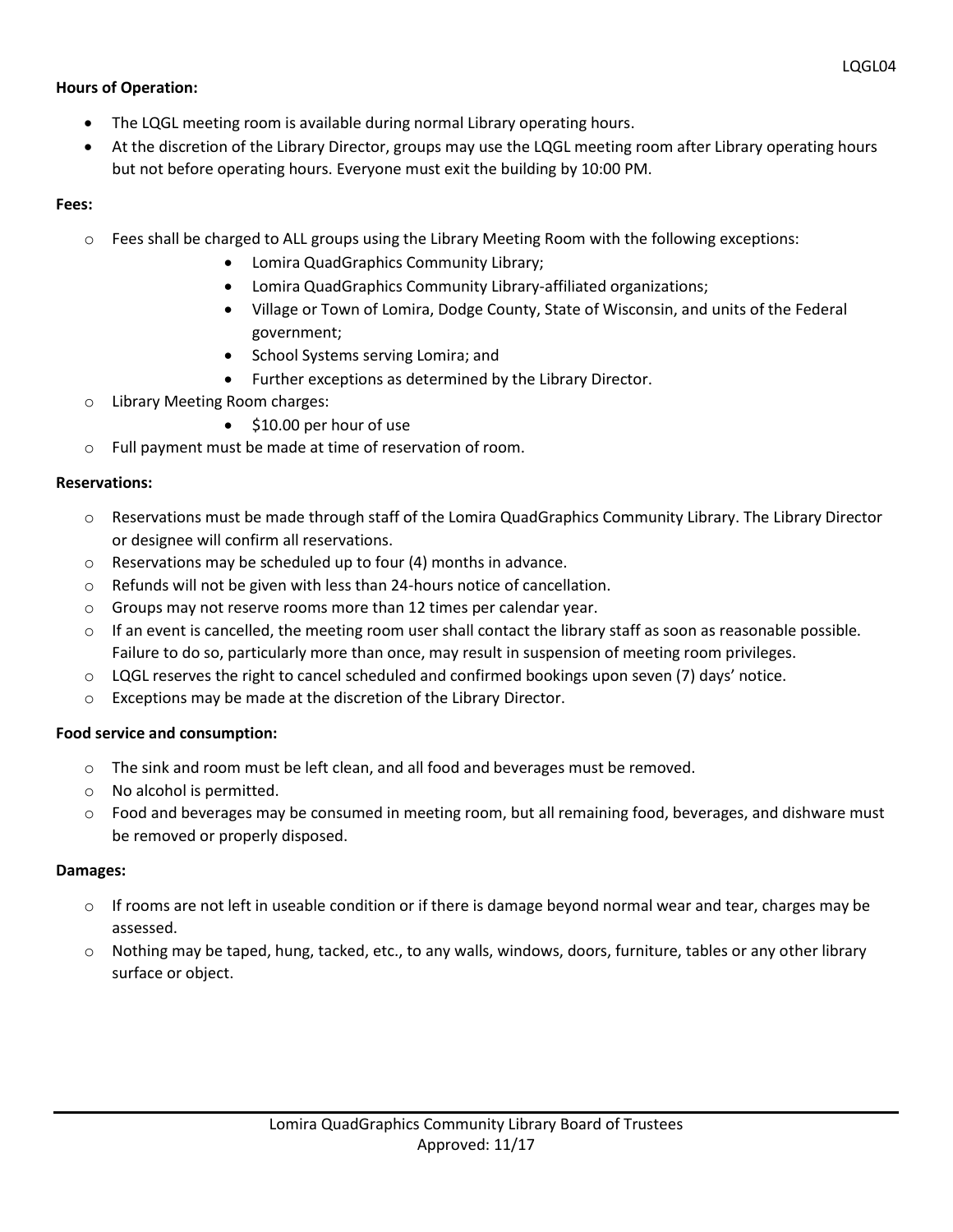**Hours of Operation:**

- The LQGL meeting room is available during normal Library operating hours.
- At the discretion of the Library Director, groups may use the LQGL meeting room after Library operating hours but not before operating hours. Everyone must exit the building by 10:00 PM.

**Fees:**

- Fees shall be charged to ALL groups using the Library Meeting Room with the following exceptions:
  - Lomira QuadGraphics Community Library;
  - Lomira QuadGraphics Community Library-affiliated organizations;
  - Village or Town of Lomira, Dodge County, State of Wisconsin, and units of the Federal government;
  - School Systems serving Lomira; and
  - Further exceptions as determined by the Library Director.
- Library Meeting Room charges:
  - $10.00 per hour of use
- Full payment must be made at time of reservation of room.

**Reservations:**

- Reservations must be made through staff of the Lomira QuadGraphics Community Library. The Library Director or designee will confirm all reservations.
- Reservations may be scheduled up to four (4) months in advance.
- Refunds will not be given with less than 24-hours notice of cancellation.
- Groups may not reserve rooms more than 12 times per calendar year.
- If an event is cancelled, the meeting room user shall contact the library staff as soon as reasonable possible. Failure to do so, particularly more than once, may result in suspension of meeting room privileges.
- LQGL reserves the right to cancel scheduled and confirmed bookings upon seven (7) days' notice.
- Exceptions may be made at the discretion of the Library Director.

**Food service and consumption:**

- The sink and room must be left clean, and all food and beverages must be removed.
- No alcohol is permitted.
- Food and beverages may be consumed in meeting room, but all remaining food, beverages, and dishware must be removed or properly disposed.

**Damages:**

- If rooms are not left in useable condition or if there is damage beyond normal wear and tear, charges may be assessed.
- Nothing may be taped, hung, tacked, etc., to any walls, windows, doors, furniture, tables or any other library surface or object.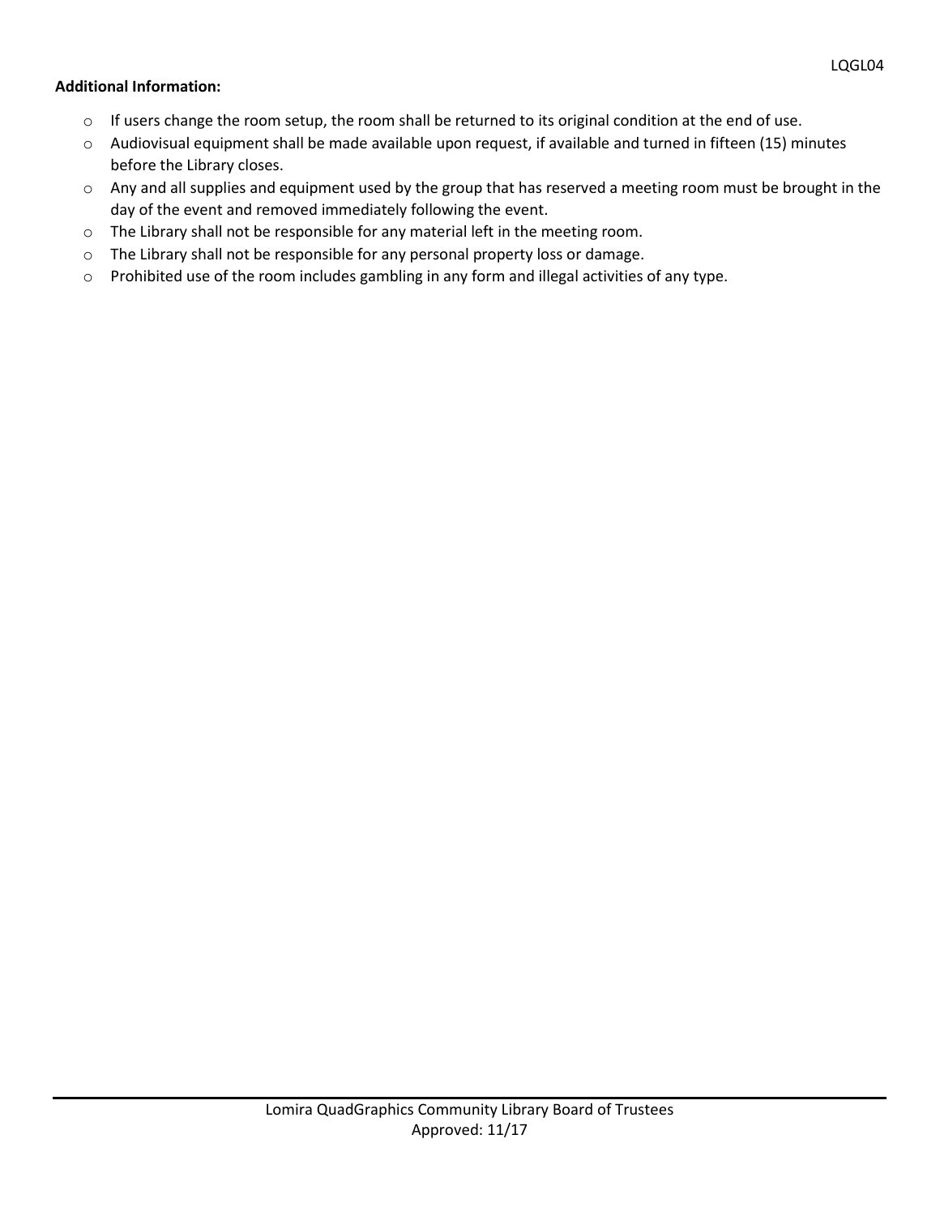**Additional Information:**

- If users change the room setup, the room shall be returned to its original condition at the end of use.
- Audiovisual equipment shall be made available upon request, if available and turned in fifteen (15) minutes before the Library closes.
- Any and all supplies and equipment used by the group that has reserved a meeting room must be brought in the day of the event and removed immediately following the event.
- The Library shall not be responsible for any material left in the meeting room.
- The Library shall not be responsible for any personal property loss or damage.
- Prohibited use of the room includes gambling in any form and illegal activities of any type.